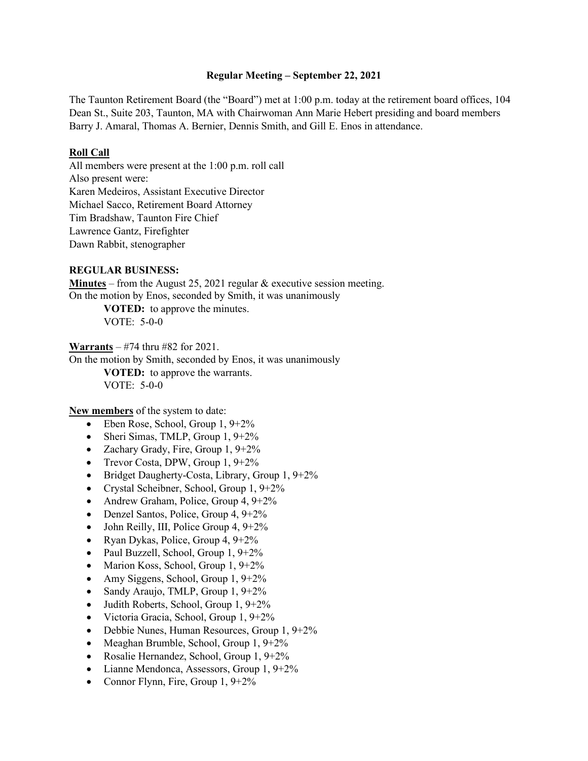**Regular Meeting – September 22, 2021**

The Taunton Retirement Board (the "Board") met at 1:00 p.m. today at the retirement board offices, 104 Dean St., Suite 203, Taunton, MA with Chairwoman Ann Marie Hebert presiding and board members Barry J. Amaral, Thomas A. Bernier, Dennis Smith, and Gill E. Enos in attendance.

**Roll Call**

All members were present at the 1:00 p.m. roll call
Also present were:
Karen Medeiros, Assistant Executive Director
Michael Sacco, Retirement Board Attorney
Tim Bradshaw, Taunton Fire Chief
Lawrence Gantz, Firefighter
Dawn Rabbit, stenographer

**REGULAR BUSINESS:**

**Minutes** – from the August 25, 2021 regular & executive session meeting.
On the motion by Enos, seconded by Smith, it was unanimously

> **VOTED:** to approve the minutes.
> VOTE: 5-0-0

**Warrants** – #74 thru #82 for 2021.
On the motion by Smith, seconded by Enos, it was unanimously

> **VOTED:** to approve the warrants.
> VOTE: 5-0-0

**New members** of the system to date:

- Eben Rose, School, Group 1, 9+2%
- Sheri Simas, TMLP, Group 1, 9+2%
- Zachary Grady, Fire, Group 1, 9+2%
- Trevor Costa, DPW, Group 1, 9+2%
- Bridget Daugherty-Costa, Library, Group 1, 9+2%
- Crystal Scheibner, School, Group 1, 9+2%
- Andrew Graham, Police, Group 4, 9+2%
- Denzel Santos, Police, Group 4, 9+2%
- John Reilly, III, Police Group 4, 9+2%
- Ryan Dykas, Police, Group 4, 9+2%
- Paul Buzzell, School, Group 1, 9+2%
- Marion Koss, School, Group 1, 9+2%
- Amy Siggens, School, Group 1, 9+2%
- Sandy Araujo, TMLP, Group 1, 9+2%
- Judith Roberts, School, Group 1, 9+2%
- Victoria Gracia, School, Group 1, 9+2%
- Debbie Nunes, Human Resources, Group 1, 9+2%
- Meaghan Brumble, School, Group 1, 9+2%
- Rosalie Hernandez, School, Group 1, 9+2%
- Lianne Mendonca, Assessors, Group 1, 9+2%
- Connor Flynn, Fire, Group 1, 9+2%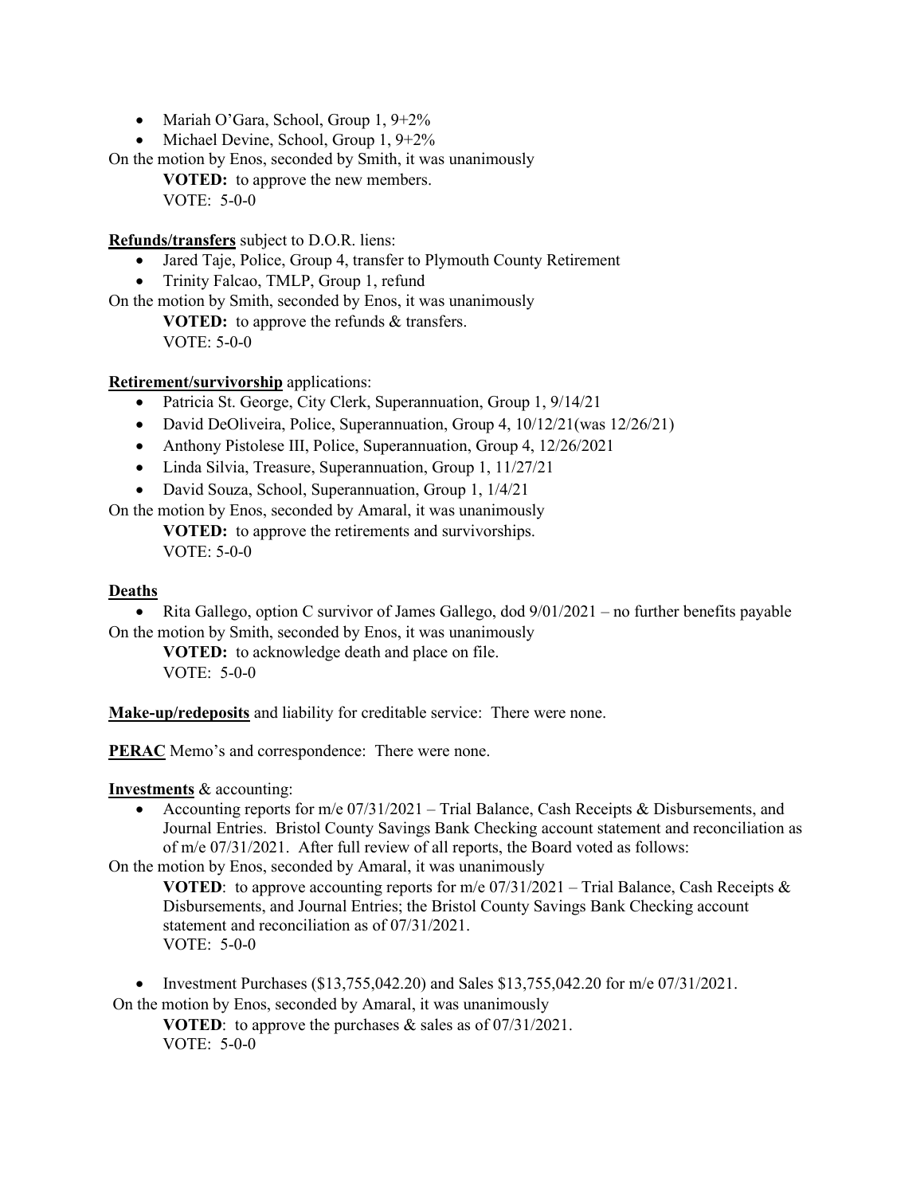- Mariah O'Gara, School, Group 1, 9+2%
- Michael Devine, School, Group 1, 9+2%

On the motion by Enos, seconded by Smith, it was unanimously

**VOTED:** to approve the new members.
VOTE: 5-0-0

**Refunds/transfers** subject to D.O.R. liens:

- Jared Taje, Police, Group 4, transfer to Plymouth County Retirement
- Trinity Falcao, TMLP, Group 1, refund

On the motion by Smith, seconded by Enos, it was unanimously

**VOTED:** to approve the refunds & transfers.
VOTE: 5-0-0

**Retirement/survivorship** applications:

- Patricia St. George, City Clerk, Superannuation, Group 1, 9/14/21
- David DeOliveira, Police, Superannuation, Group 4, 10/12/21(was 12/26/21)
- Anthony Pistolese III, Police, Superannuation, Group 4, 12/26/2021
- Linda Silvia, Treasure, Superannuation, Group 1, 11/27/21
- David Souza, School, Superannuation, Group 1, 1/4/21

On the motion by Enos, seconded by Amaral, it was unanimously

**VOTED:** to approve the retirements and survivorships.
VOTE: 5-0-0

**Deaths**

- Rita Gallego, option C survivor of James Gallego, dod 9/01/2021 – no further benefits payable

On the motion by Smith, seconded by Enos, it was unanimously

**VOTED:** to acknowledge death and place on file.
VOTE: 5-0-0

**Make-up/redeposits** and liability for creditable service: There were none.

**PERAC** Memo's and correspondence: There were none.

**Investments** & accounting:

- Accounting reports for m/e 07/31/2021 – Trial Balance, Cash Receipts & Disbursements, and Journal Entries. Bristol County Savings Bank Checking account statement and reconciliation as of m/e 07/31/2021. After full review of all reports, the Board voted as follows:

On the motion by Enos, seconded by Amaral, it was unanimously

**VOTED**: to approve accounting reports for m/e 07/31/2021 – Trial Balance, Cash Receipts & Disbursements, and Journal Entries; the Bristol County Savings Bank Checking account statement and reconciliation as of 07/31/2021.
VOTE: 5-0-0

- Investment Purchases ($13,755,042.20) and Sales $13,755,042.20 for m/e 07/31/2021.

On the motion by Enos, seconded by Amaral, it was unanimously

**VOTED**: to approve the purchases & sales as of 07/31/2021.
VOTE: 5-0-0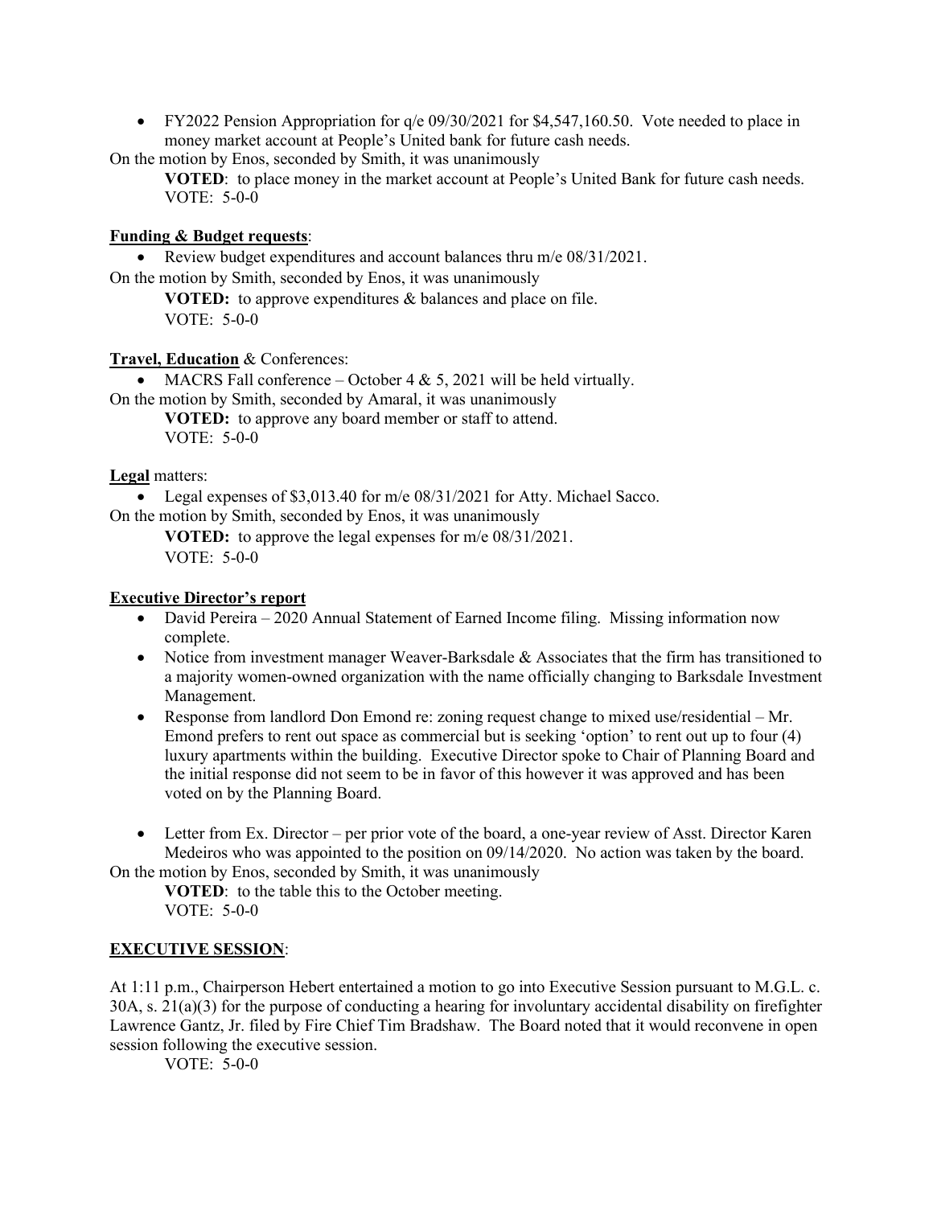- FY2022 Pension Appropriation for q/e 09/30/2021 for $4,547,160.50. Vote needed to place in money market account at People's United bank for future cash needs.

On the motion by Enos, seconded by Smith, it was unanimously

> **VOTED**: to place money in the market account at People's United Bank for future cash needs.
> VOTE: 5-0-0

**Funding & Budget requests**:

- Review budget expenditures and account balances thru m/e 08/31/2021.

On the motion by Smith, seconded by Enos, it was unanimously

> **VOTED:** to approve expenditures & balances and place on file.
> VOTE: 5-0-0

**Travel, Education** & Conferences:

- MACRS Fall conference – October 4 & 5, 2021 will be held virtually.

On the motion by Smith, seconded by Amaral, it was unanimously

> **VOTED:** to approve any board member or staff to attend.
> VOTE: 5-0-0

**Legal** matters:

- Legal expenses of $3,013.40 for m/e 08/31/2021 for Atty. Michael Sacco.

On the motion by Smith, seconded by Enos, it was unanimously

> **VOTED:** to approve the legal expenses for m/e 08/31/2021.
> VOTE: 5-0-0

**Executive Director's report**

- David Pereira – 2020 Annual Statement of Earned Income filing. Missing information now complete.
- Notice from investment manager Weaver-Barksdale & Associates that the firm has transitioned to a majority women-owned organization with the name officially changing to Barksdale Investment Management.
- Response from landlord Don Emond re: zoning request change to mixed use/residential – Mr. Emond prefers to rent out space as commercial but is seeking 'option' to rent out up to four (4) luxury apartments within the building. Executive Director spoke to Chair of Planning Board and the initial response did not seem to be in favor of this however it was approved and has been voted on by the Planning Board.
- Letter from Ex. Director – per prior vote of the board, a one-year review of Asst. Director Karen Medeiros who was appointed to the position on 09/14/2020. No action was taken by the board.

On the motion by Enos, seconded by Smith, it was unanimously

> **VOTED**: to the table this to the October meeting.
> VOTE: 5-0-0

**EXECUTIVE SESSION**:

At 1:11 p.m., Chairperson Hebert entertained a motion to go into Executive Session pursuant to M.G.L. c. 30A, s. 21(a)(3) for the purpose of conducting a hearing for involuntary accidental disability on firefighter Lawrence Gantz, Jr. filed by Fire Chief Tim Bradshaw. The Board noted that it would reconvene in open session following the executive session.

> VOTE: 5-0-0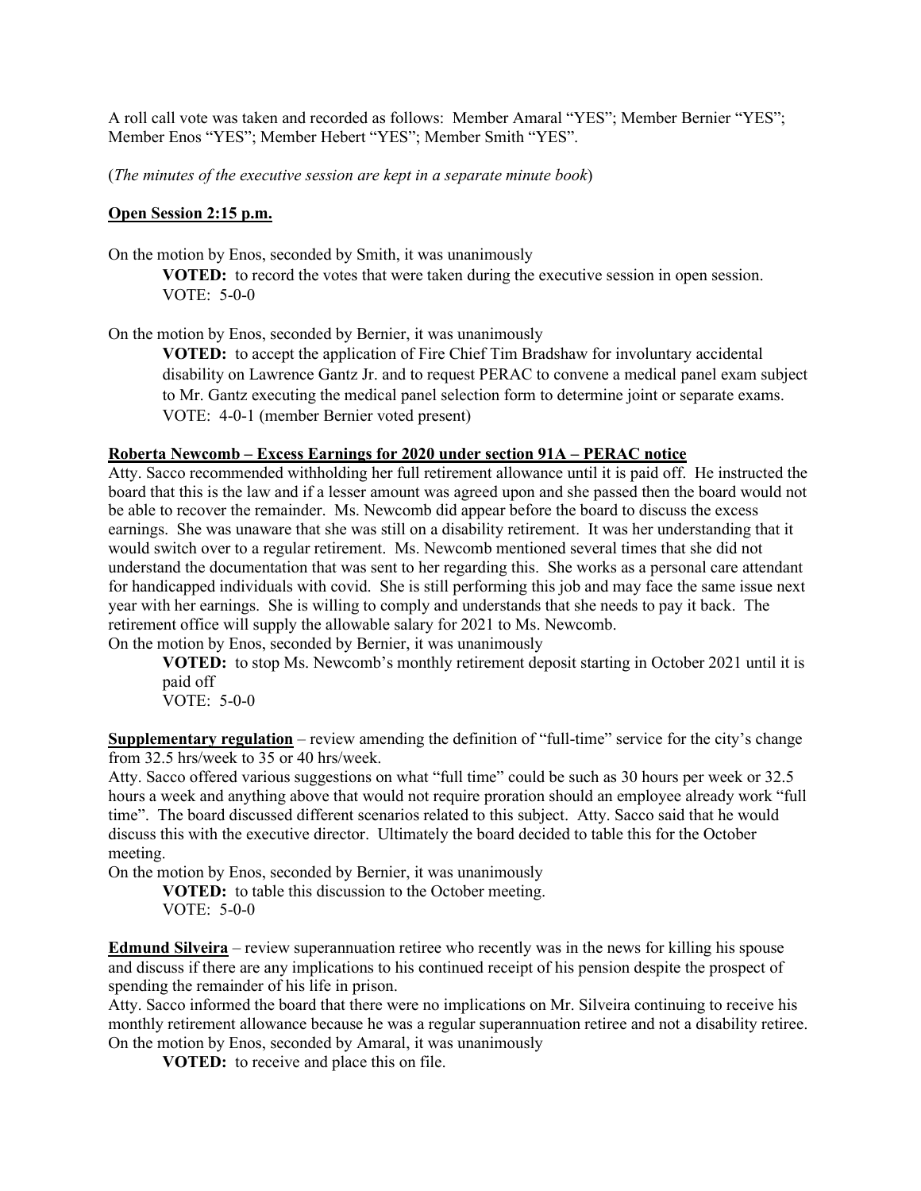A roll call vote was taken and recorded as follows: Member Amaral "YES"; Member Bernier "YES"; Member Enos "YES"; Member Hebert "YES"; Member Smith "YES".

(*The minutes of the executive session are kept in a separate minute book*)

**Open Session 2:15 p.m.**

On the motion by Enos, seconded by Smith, it was unanimously

> **VOTED:** to record the votes that were taken during the executive session in open session.
> VOTE: 5-0-0

On the motion by Enos, seconded by Bernier, it was unanimously

> **VOTED:** to accept the application of Fire Chief Tim Bradshaw for involuntary accidental disability on Lawrence Gantz Jr. and to request PERAC to convene a medical panel exam subject to Mr. Gantz executing the medical panel selection form to determine joint or separate exams.
> VOTE: 4-0-1 (member Bernier voted present)

**Roberta Newcomb – Excess Earnings for 2020 under section 91A – PERAC notice**

Atty. Sacco recommended withholding her full retirement allowance until it is paid off. He instructed the board that this is the law and if a lesser amount was agreed upon and she passed then the board would not be able to recover the remainder. Ms. Newcomb did appear before the board to discuss the excess earnings. She was unaware that she was still on a disability retirement. It was her understanding that it would switch over to a regular retirement. Ms. Newcomb mentioned several times that she did not understand the documentation that was sent to her regarding this. She works as a personal care attendant for handicapped individuals with covid. She is still performing this job and may face the same issue next year with her earnings. She is willing to comply and understands that she needs to pay it back. The retirement office will supply the allowable salary for 2021 to Ms. Newcomb.

On the motion by Enos, seconded by Bernier, it was unanimously

> **VOTED:** to stop Ms. Newcomb's monthly retirement deposit starting in October 2021 until it is paid off
> VOTE: 5-0-0

**Supplementary regulation** – review amending the definition of "full-time" service for the city's change from 32.5 hrs/week to 35 or 40 hrs/week.

Atty. Sacco offered various suggestions on what "full time" could be such as 30 hours per week or 32.5 hours a week and anything above that would not require proration should an employee already work "full time". The board discussed different scenarios related to this subject. Atty. Sacco said that he would discuss this with the executive director. Ultimately the board decided to table this for the October meeting.

On the motion by Enos, seconded by Bernier, it was unanimously

> **VOTED:** to table this discussion to the October meeting.
> VOTE: 5-0-0

**Edmund Silveira** – review superannuation retiree who recently was in the news for killing his spouse and discuss if there are any implications to his continued receipt of his pension despite the prospect of spending the remainder of his life in prison.

Atty. Sacco informed the board that there were no implications on Mr. Silveira continuing to receive his monthly retirement allowance because he was a regular superannuation retiree and not a disability retiree.

On the motion by Enos, seconded by Amaral, it was unanimously

> **VOTED:** to receive and place this on file.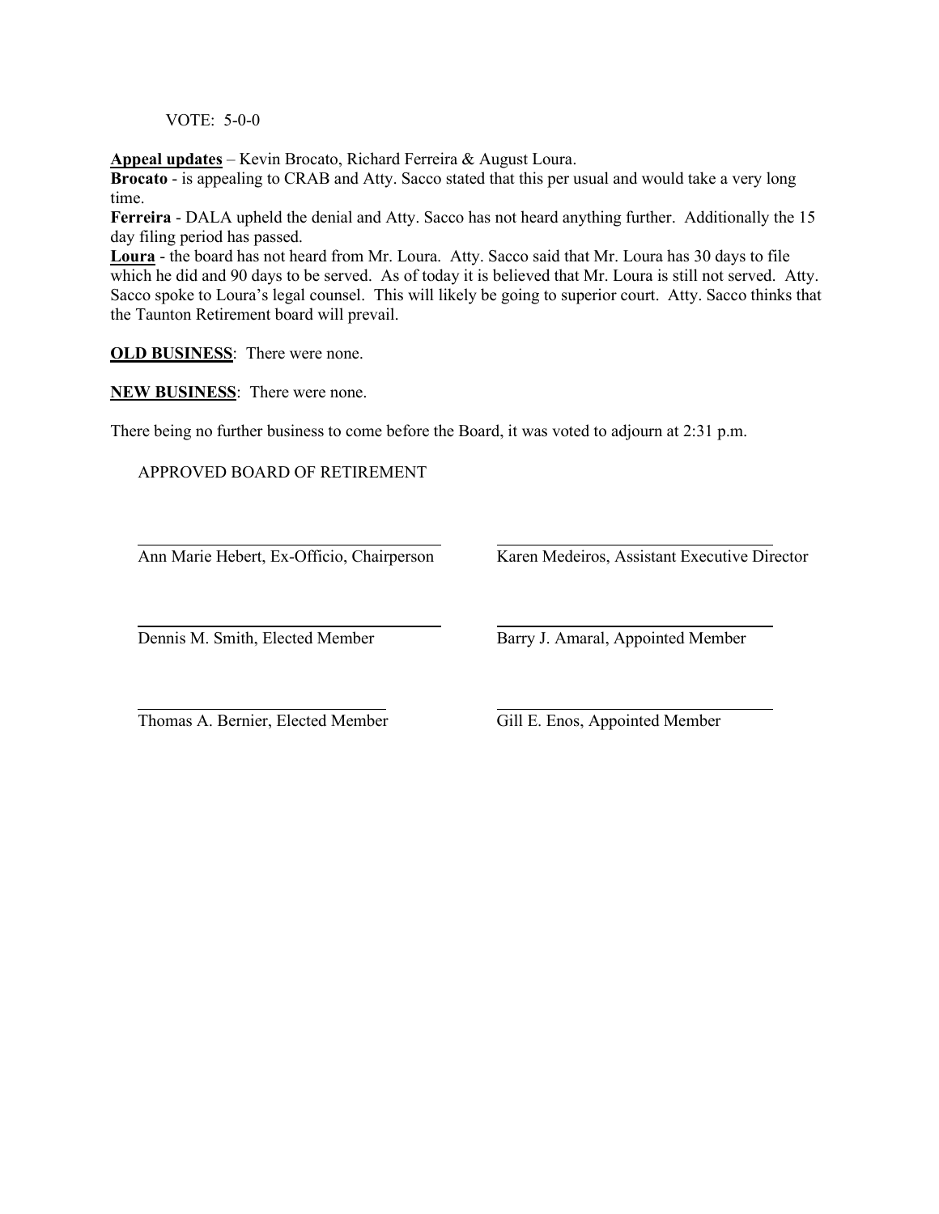VOTE: 5-0-0

**Appeal updates** – Kevin Brocato, Richard Ferreira & August Loura.

**Brocato** - is appealing to CRAB and Atty. Sacco stated that this per usual and would take a very long time.

**Ferreira** - DALA upheld the denial and Atty. Sacco has not heard anything further. Additionally the 15 day filing period has passed.

**Loura** - the board has not heard from Mr. Loura. Atty. Sacco said that Mr. Loura has 30 days to file which he did and 90 days to be served. As of today it is believed that Mr. Loura is still not served. Atty. Sacco spoke to Loura's legal counsel. This will likely be going to superior court. Atty. Sacco thinks that the Taunton Retirement board will prevail.

**OLD BUSINESS**: There were none.

**NEW BUSINESS**: There were none.

There being no further business to come before the Board, it was voted to adjourn at 2:31 p.m.

APPROVED BOARD OF RETIREMENT

| | |
|---|---|
| Ann Marie Hebert, Ex-Officio, Chairperson | Karen Medeiros, Assistant Executive Director |
| Dennis M. Smith, Elected Member | Barry J. Amaral, Appointed Member |
| Thomas A. Bernier, Elected Member | Gill E. Enos, Appointed Member |